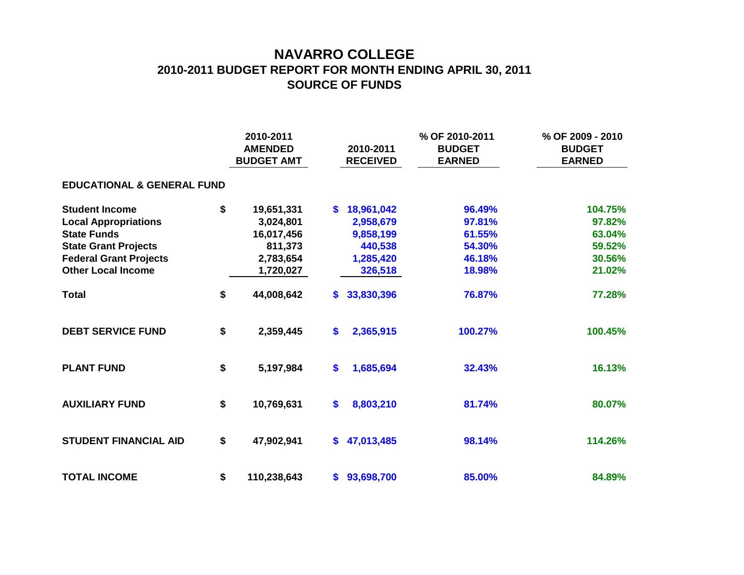# NAVARRO COLLEGE
## 2010-2011 BUDGET REPORT FOR MONTH ENDING APRIL 30, 2011
## SOURCE OF FUNDS

| | 2010-2011 AMENDED BUDGET AMT | 2010-2011 RECEIVED | % OF 2010-2011 BUDGET EARNED | % OF 2009 - 2010 BUDGET EARNED |
|---|---|---|---|---|
| **EDUCATIONAL & GENERAL FUND** | | | | |
| **Student Income** | $ 19,651,331 | $ 18,961,042 | 96.49% | 104.75% |
| **Local Appropriations** | 3,024,801 | 2,958,679 | 97.81% | 97.82% |
| **State Funds** | 16,017,456 | 9,858,199 | 61.55% | 63.04% |
| **State Grant Projects** | 811,373 | 440,538 | 54.30% | 59.52% |
| **Federal Grant Projects** | 2,783,654 | 1,285,420 | 46.18% | 30.56% |
| **Other Local Income** | 1,720,027 | 326,518 | 18.98% | 21.02% |
| **Total** | $ 44,008,642 | $ 33,830,396 | 76.87% | 77.28% |
| **DEBT SERVICE FUND** | $ 2,359,445 | $ 2,365,915 | 100.27% | 100.45% |
| **PLANT FUND** | $ 5,197,984 | $ 1,685,694 | 32.43% | 16.13% |
| **AUXILIARY FUND** | $ 10,769,631 | $ 8,803,210 | 81.74% | 80.07% |
| **STUDENT FINANCIAL AID** | $ 47,902,941 | $ 47,013,485 | 98.14% | 114.26% |
| **TOTAL INCOME** | $ 110,238,643 | $ 93,698,700 | 85.00% | 84.89% |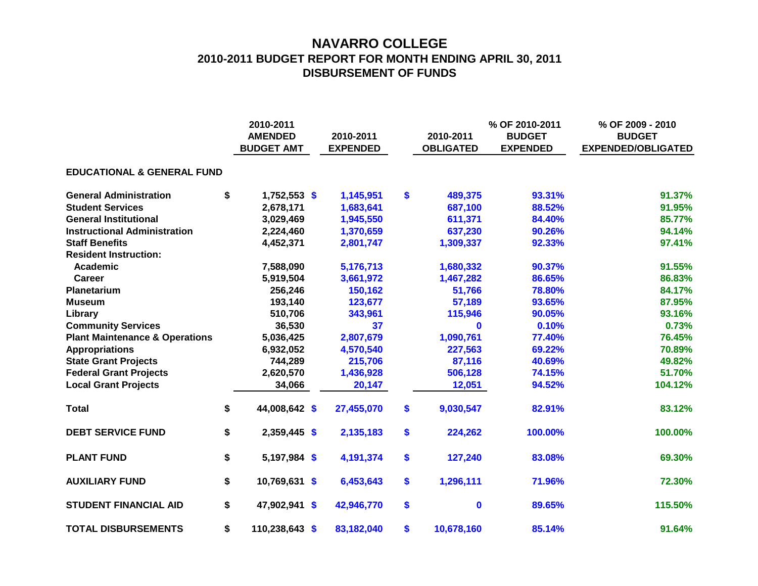# NAVARRO COLLEGE
## 2010-2011 BUDGET REPORT FOR MONTH ENDING APRIL 30, 2011
## DISBURSEMENT OF FUNDS

| | 2010-2011 AMENDED BUDGET AMT | 2010-2011 EXPENDED | 2010-2011 OBLIGATED | % OF 2010-2011 BUDGET EXPENDED | % OF 2009 - 2010 BUDGET EXPENDED/OBLIGATED |
|---|---|---|---|---|---|
| **EDUCATIONAL & GENERAL FUND** | | | | | |
| General Administration | $ 1,752,553 | $ 1,145,951 | $ 489,375 | 93.31% | 91.37% |
| Student Services | 2,678,171 | 1,683,641 | 687,100 | 88.52% | 91.95% |
| General Institutional | 3,029,469 | 1,945,550 | 611,371 | 84.40% | 85.77% |
| Instructional Administration | 2,224,460 | 1,370,659 | 637,230 | 90.26% | 94.14% |
| Staff Benefits | 4,452,371 | 2,801,747 | 1,309,337 | 92.33% | 97.41% |
| Resident Instruction: | | | | | |
| Academic | 7,588,090 | 5,176,713 | 1,680,332 | 90.37% | 91.55% |
| Career | 5,919,504 | 3,661,972 | 1,467,282 | 86.65% | 86.83% |
| Planetarium | 256,246 | 150,162 | 51,766 | 78.80% | 84.17% |
| Museum | 193,140 | 123,677 | 57,189 | 93.65% | 87.95% |
| Library | 510,706 | 343,961 | 115,946 | 90.05% | 93.16% |
| Community Services | 36,530 | 37 | 0 | 0.10% | 0.73% |
| Plant Maintenance & Operations | 5,036,425 | 2,807,679 | 1,090,761 | 77.40% | 76.45% |
| Appropriations | 6,932,052 | 4,570,540 | 227,563 | 69.22% | 70.89% |
| State Grant Projects | 744,289 | 215,706 | 87,116 | 40.69% | 49.82% |
| Federal Grant Projects | 2,620,570 | 1,436,928 | 506,128 | 74.15% | 51.70% |
| Local Grant Projects | 34,066 | 20,147 | 12,051 | 94.52% | 104.12% |
| **Total** | $ 44,008,642 | $ 27,455,070 | $ 9,030,547 | 82.91% | 83.12% |
| **DEBT SERVICE FUND** | $ 2,359,445 | $ 2,135,183 | $ 224,262 | 100.00% | 100.00% |
| **PLANT FUND** | $ 5,197,984 | $ 4,191,374 | $ 127,240 | 83.08% | 69.30% |
| **AUXILIARY FUND** | $ 10,769,631 | $ 6,453,643 | $ 1,296,111 | 71.96% | 72.30% |
| **STUDENT FINANCIAL AID** | $ 47,902,941 | $ 42,946,770 | $ 0 | 89.65% | 115.50% |
| **TOTAL DISBURSEMENTS** | $ 110,238,643 | $ 83,182,040 | $ 10,678,160 | 85.14% | 91.64% |